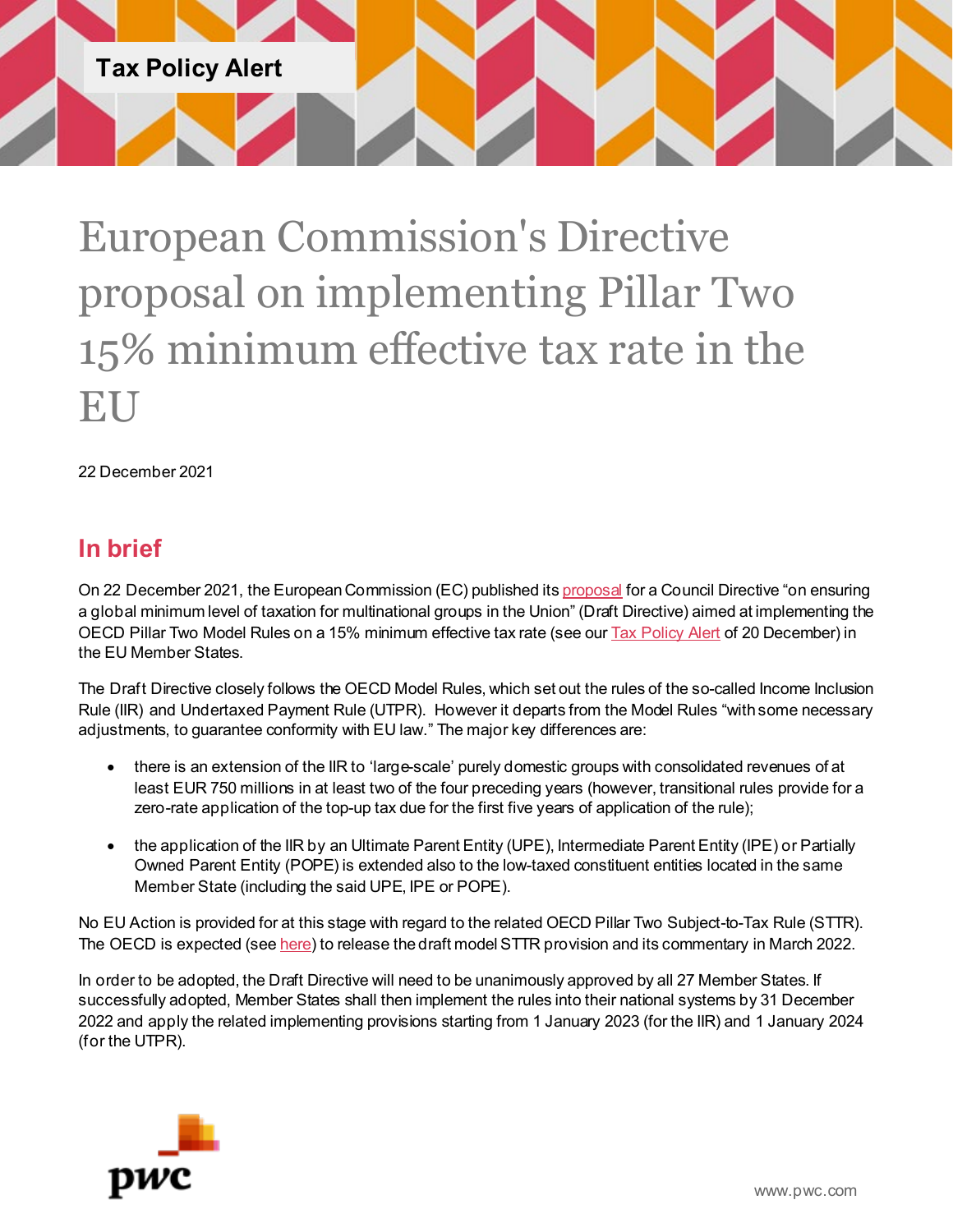Tax Policy Alert

# European Commission's Directive proposal on implementing Pillar Two 15% minimum effective tax rate in the EU

22 December 2021

## In brief

On 22 December 2021, the European Commission (EC) published its proposal for a Council Directive "on ensuring a global minimum level of taxation for multinational groups in the Union" (Draft Directive) aimed at implementing the OECD Pillar Two Model Rules on a 15% minimum effective tax rate (see our Tax Policy Alert of 20 December) in the EU Member States.

The Draft Directive closely follows the OECD Model Rules, which set out the rules of the so-called Income Inclusion Rule (IIR) and Undertaxed Payment Rule (UTPR). However it departs from the Model Rules "with some necessary adjustments, to guarantee conformity with EU law." The major key differences are:

- there is an extension of the IIR to 'large-scale' purely domestic groups with consolidated revenues of at least EUR 750 millions in at least two of the four preceding years (however, transitional rules provide for a zero-rate application of the top-up tax due for the first five years of application of the rule);
- the application of the IIR by an Ultimate Parent Entity (UPE), Intermediate Parent Entity (IPE) or Partially Owned Parent Entity (POPE) is extended also to the low-taxed constituent entities located in the same Member State (including the said UPE, IPE or POPE).

No EU Action is provided for at this stage with regard to the related OECD Pillar Two Subject-to-Tax Rule (STTR). The OECD is expected (see here) to release the draft model STTR provision and its commentary in March 2022.

In order to be adopted, the Draft Directive will need to be unanimously approved by all 27 Member States. If successfully adopted, Member States shall then implement the rules into their national systems by 31 December 2022 and apply the related implementing provisions starting from 1 January 2023 (for the IIR) and 1 January 2024 (for the UTPR).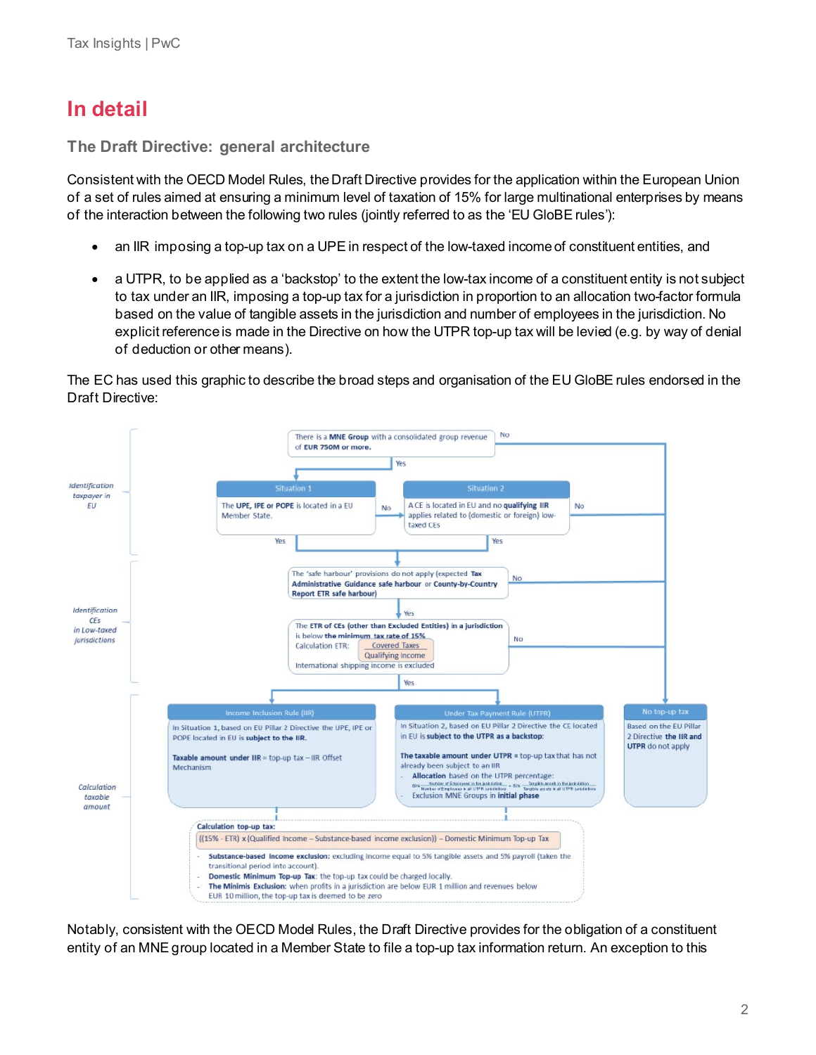# In detail

## The Draft Directive: general architecture

Consistent with the OECD Model Rules, the Draft Directive provides for the application within the European Union of a set of rules aimed at ensuring a minimum level of taxation of 15% for large multinational enterprises by means of the interaction between the following two rules (jointly referred to as the 'EU GloBE rules'):

- an IIR imposing a top-up tax on a UPE in respect of the low-taxed income of constituent entities, and
- a UTPR, to be applied as a 'backstop' to the extent the low-tax income of a constituent entity is not subject to tax under an IIR, imposing a top-up tax for a jurisdiction in proportion to an allocation two-factor formula based on the value of tangible assets in the jurisdiction and number of employees in the jurisdiction. No explicit reference is made in the Directive on how the UTPR top-up tax will be levied (e.g. by way of denial of deduction or other means).

The EC has used this graphic to describe the broad steps and organisation of the EU GloBE rules endorsed in the Draft Directive:

*Identification taxpayer in EU*

There is a **MNE Group** with a consolidated group revenue of **EUR 750M or more.** → No: No top-up tax / Yes: Situation 1

**Situation 1:** The **UPE, IPE or POPE** is located in a EU Member State. → No: Situation 2 / Yes: safe harbour test

**Situation 2:** A CE is located in EU and no **qualifying IIR** applies related to (domestic or foreign) low-taxed CEs → No: No top-up tax / Yes: safe harbour test

*Identification CEs in Low-taxed jurisdictions*

The 'safe harbour' provisions do not apply (expected **Tax Administrative Guidance safe harbour** or **County-by-Country Report ETR safe harbour**) → No: No top-up tax / Yes

The **ETR of CEs (other than Excluded Entities)** in a jurisdiction is below **the minimum tax rate of 15%**
Calculation ETR: $\frac{\text{Covered Taxes}}{\text{Qualifying Income}}$
International shipping income is excluded
→ No: No top-up tax / Yes

*Calculation taxable amount*

**Income Inclusion Rule (IIR)**
In Situation 1, based on EU Pillar 2 Directive the UPE, IPE or POPE located in EU is **subject to the IIR.**

**Taxable amount under IIR** = top-up tax – IIR Offset Mechanism

**Under Tax Payment Rule (UTPR)**
In Situation 2, based on EU Pillar 2 Directive the CE located in EU is **subject to the UTPR as a backstop:**

**The taxable amount under UTPR** = top-up tax that has not already been subject to an IIR
- **Allocation** based on the UTPR percentage: 50% × (Number of Employees in the jurisdiction / Number of Employees in all UTPR jurisdictions) + 50% × (Tangible assets in the jurisdiction / Tangible assets in all UTPR jurisdictions)
- Exclusion MNE Groups in **initial phase**

**No top-up tax**
Based on the EU Pillar 2 Directive **the IIR and UTPR** do not apply

**Calculation top-up tax:**
((15% - ETR) x (Qualified Income – Substance-based income exclusion)) – Domestic Minimum Top-up Tax

- **Substance-based income exclusion:** excluding income equal to 5% tangible assets and 5% payroll (taken the transitional period into account).
- **Domestic Minimum Top-up Tax:** the top-up tax could be charged locally.
- **The Minimis Exclusion:** when profits in a jurisdiction are below EUR 1 million and revenues below EUR 10 million, the top-up tax is deemed to be zero

Notably, consistent with the OECD Model Rules, the Draft Directive provides for the obligation of a constituent entity of an MNE group located in a Member State to file a top-up tax information return. An exception to this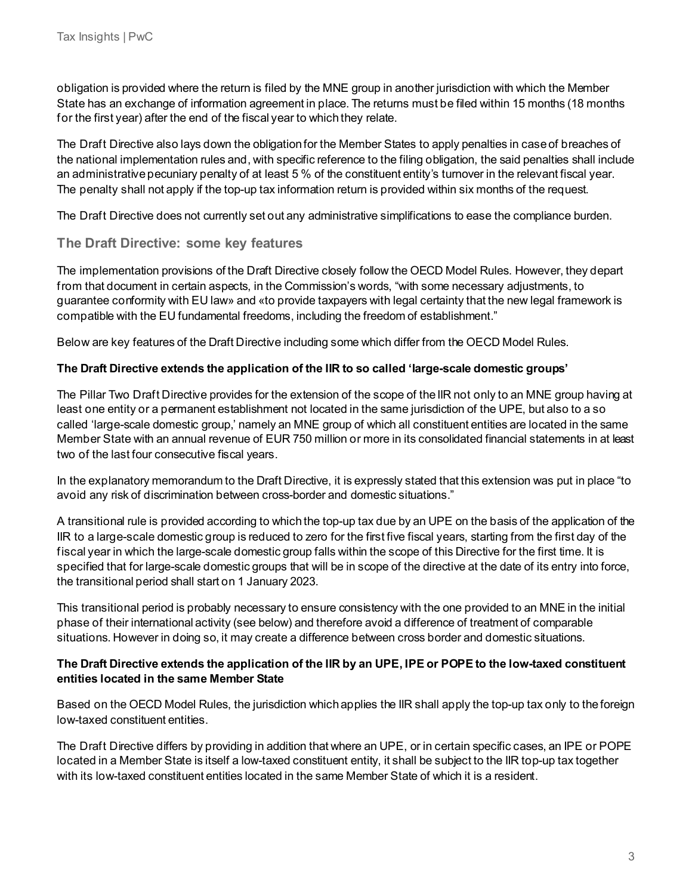obligation is provided where the return is filed by the MNE group in another jurisdiction with which the Member State has an exchange of information agreement in place. The returns must be filed within 15 months (18 months for the first year) after the end of the fiscal year to which they relate.

The Draft Directive also lays down the obligation for the Member States to apply penalties in case of breaches of the national implementation rules and, with specific reference to the filing obligation, the said penalties shall include an administrative pecuniary penalty of at least 5 % of the constituent entity's turnover in the relevant fiscal year. The penalty shall not apply if the top-up tax information return is provided within six months of the request.

The Draft Directive does not currently set out any administrative simplifications to ease the compliance burden.

## The Draft Directive: some key features

The implementation provisions of the Draft Directive closely follow the OECD Model Rules. However, they depart from that document in certain aspects, in the Commission's words, "with some necessary adjustments, to guarantee conformity with EU law» and «to provide taxpayers with legal certainty that the new legal framework is compatible with the EU fundamental freedoms, including the freedom of establishment."

Below are key features of the Draft Directive including some which differ from the OECD Model Rules.

**The Draft Directive extends the application of the IIR to so called 'large-scale domestic groups'**

The Pillar Two Draft Directive provides for the extension of the scope of the IIR not only to an MNE group having at least one entity or a permanent establishment not located in the same jurisdiction of the UPE, but also to a so called 'large-scale domestic group,' namely an MNE group of which all constituent entities are located in the same Member State with an annual revenue of EUR 750 million or more in its consolidated financial statements in at least two of the last four consecutive fiscal years.

In the explanatory memorandum to the Draft Directive, it is expressly stated that this extension was put in place "to avoid any risk of discrimination between cross-border and domestic situations."

A transitional rule is provided according to which the top-up tax due by an UPE on the basis of the application of the IIR to a large-scale domestic group is reduced to zero for the first five fiscal years, starting from the first day of the fiscal year in which the large-scale domestic group falls within the scope of this Directive for the first time. It is specified that for large-scale domestic groups that will be in scope of the directive at the date of its entry into force, the transitional period shall start on 1 January 2023.

This transitional period is probably necessary to ensure consistency with the one provided to an MNE in the initial phase of their international activity (see below) and therefore avoid a difference of treatment of comparable situations. However in doing so, it may create a difference between cross border and domestic situations.

**The Draft Directive extends the application of the IIR by an UPE, IPE or POPE to the low-taxed constituent entities located in the same Member State**

Based on the OECD Model Rules, the jurisdiction which applies the IIR shall apply the top-up tax only to the foreign low-taxed constituent entities.

The Draft Directive differs by providing in addition that where an UPE, or in certain specific cases, an IPE or POPE located in a Member State is itself a low-taxed constituent entity, it shall be subject to the IIR top-up tax together with its low-taxed constituent entities located in the same Member State of which it is a resident.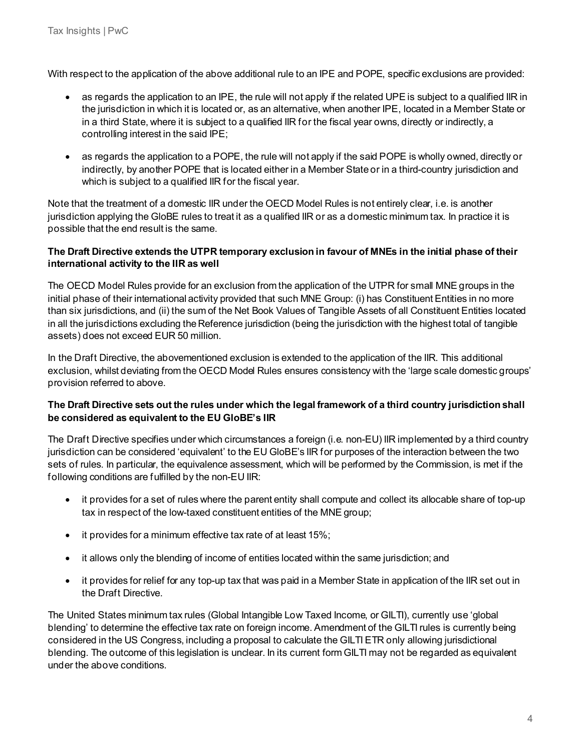With respect to the application of the above additional rule to an IPE and POPE, specific exclusions are provided:

- as regards the application to an IPE, the rule will not apply if the related UPE is subject to a qualified IIR in the jurisdiction in which it is located or, as an alternative, when another IPE, located in a Member State or in a third State, where it is subject to a qualified IIR for the fiscal year owns, directly or indirectly, a controlling interest in the said IPE;

- as regards the application to a POPE, the rule will not apply if the said POPE is wholly owned, directly or indirectly, by another POPE that is located either in a Member State or in a third-country jurisdiction and which is subject to a qualified IIR for the fiscal year.

Note that the treatment of a domestic IIR under the OECD Model Rules is not entirely clear, i.e. is another jurisdiction applying the GloBE rules to treat it as a qualified IIR or as a domestic minimum tax. In practice it is possible that the end result is the same.

**The Draft Directive extends the UTPR temporary exclusion in favour of MNEs in the initial phase of their international activity to the IIR as well**

The OECD Model Rules provide for an exclusion from the application of the UTPR for small MNE groups in the initial phase of their international activity provided that such MNE Group: (i) has Constituent Entities in no more than six jurisdictions, and (ii) the sum of the Net Book Values of Tangible Assets of all Constituent Entities located in all the jurisdictions excluding the Reference jurisdiction (being the jurisdiction with the highest total of tangible assets) does not exceed EUR 50 million.

In the Draft Directive, the abovementioned exclusion is extended to the application of the IIR. This additional exclusion, whilst deviating from the OECD Model Rules ensures consistency with the 'large scale domestic groups' provision referred to above.

**The Draft Directive sets out the rules under which the legal framework of a third country jurisdiction shall be considered as equivalent to the EU GloBE's IIR**

The Draft Directive specifies under which circumstances a foreign (i.e. non-EU) IIR implemented by a third country jurisdiction can be considered 'equivalent' to the EU GloBE's IIR for purposes of the interaction between the two sets of rules. In particular, the equivalence assessment, which will be performed by the Commission, is met if the following conditions are fulfilled by the non-EU IIR:

- it provides for a set of rules where the parent entity shall compute and collect its allocable share of top-up tax in respect of the low-taxed constituent entities of the MNE group;

- it provides for a minimum effective tax rate of at least 15%;

- it allows only the blending of income of entities located within the same jurisdiction; and

- it provides for relief for any top-up tax that was paid in a Member State in application of the IIR set out in the Draft Directive.

The United States minimum tax rules (Global Intangible Low Taxed Income, or GILTI), currently use 'global blending' to determine the effective tax rate on foreign income. Amendment of the GILTI rules is currently being considered in the US Congress, including a proposal to calculate the GILTI ETR only allowing jurisdictional blending. The outcome of this legislation is unclear. In its current form GILTI may not be regarded as equivalent under the above conditions.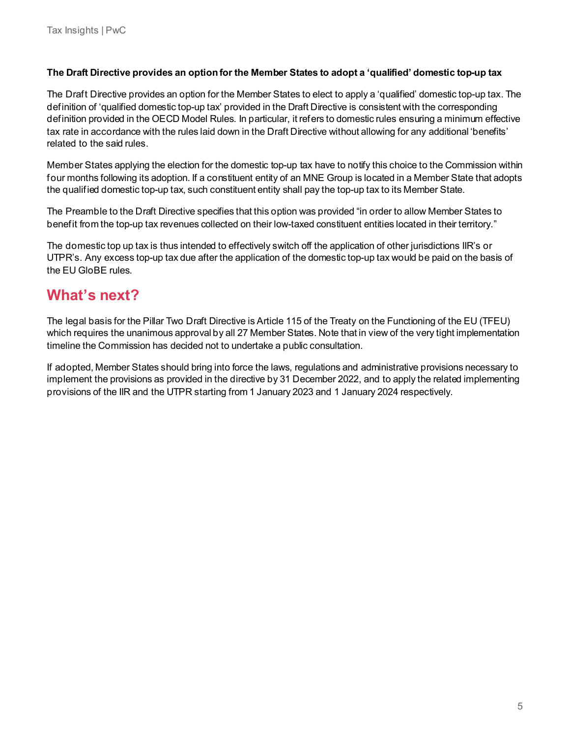**The Draft Directive provides an option for the Member States to adopt a 'qualified' domestic top-up tax**

The Draft Directive provides an option for the Member States to elect to apply a 'qualified' domestic top-up tax. The definition of 'qualified domestic top-up tax' provided in the Draft Directive is consistent with the corresponding definition provided in the OECD Model Rules. In particular, it refers to domestic rules ensuring a minimum effective tax rate in accordance with the rules laid down in the Draft Directive without allowing for any additional 'benefits' related to the said rules.

Member States applying the election for the domestic top-up tax have to notify this choice to the Commission within four months following its adoption. If a constituent entity of an MNE Group is located in a Member State that adopts the qualified domestic top-up tax, such constituent entity shall pay the top-up tax to its Member State.

The Preamble to the Draft Directive specifies that this option was provided "in order to allow Member States to benefit from the top-up tax revenues collected on their low-taxed constituent entities located in their territory."

The domestic top up tax is thus intended to effectively switch off the application of other jurisdictions IIR's or UTPR's. Any excess top-up tax due after the application of the domestic top-up tax would be paid on the basis of the EU GloBE rules.

## What's next?

The legal basis for the Pillar Two Draft Directive is Article 115 of the Treaty on the Functioning of the EU (TFEU) which requires the unanimous approval by all 27 Member States. Note that in view of the very tight implementation timeline the Commission has decided not to undertake a public consultation.

If adopted, Member States should bring into force the laws, regulations and administrative provisions necessary to implement the provisions as provided in the directive by 31 December 2022, and to apply the related implementing provisions of the IIR and the UTPR starting from 1 January 2023 and 1 January 2024 respectively.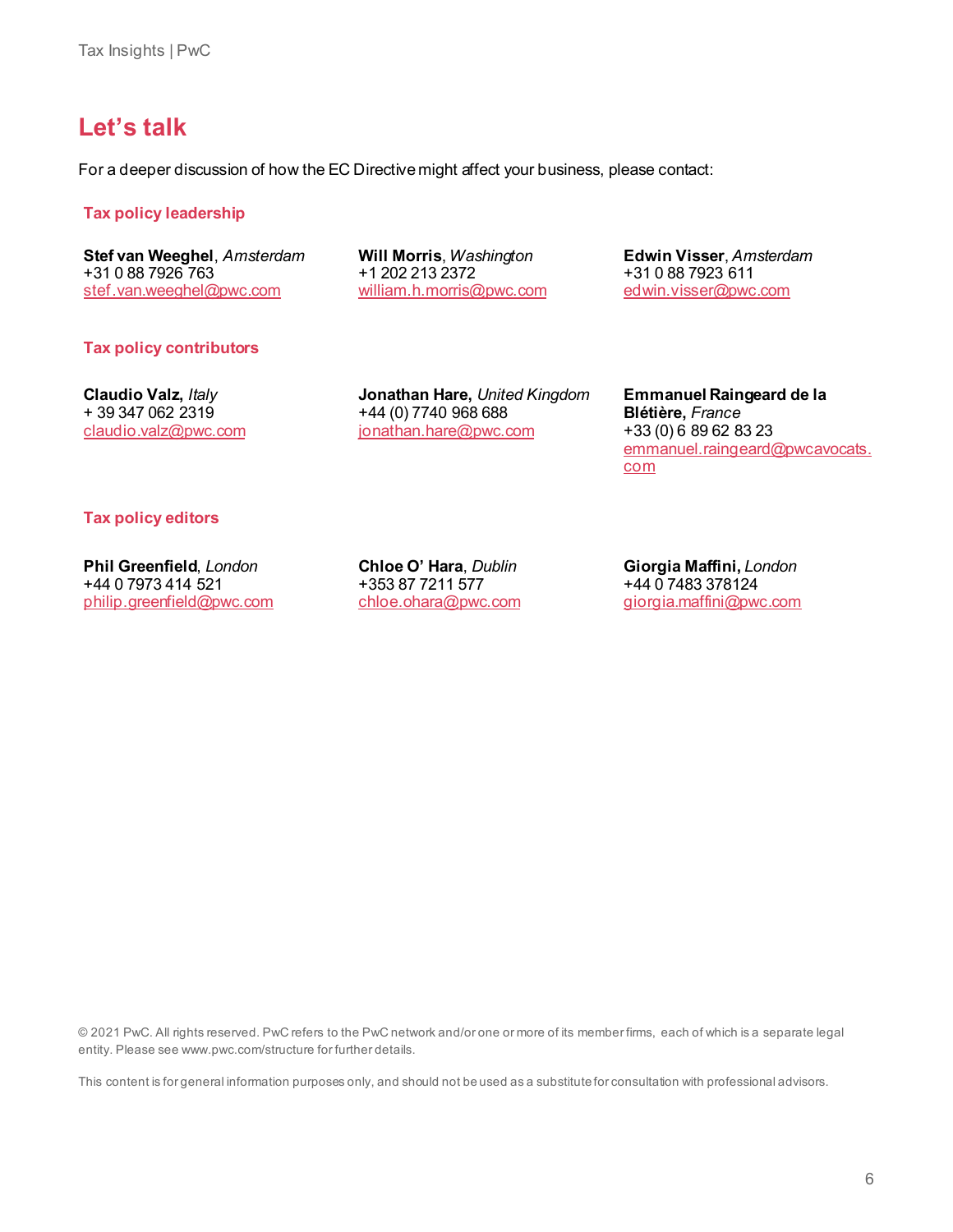## Let's talk

For a deeper discussion of how the EC Directive might affect your business, please contact:

### Tax policy leadership

**Stef van Weeghel**, *Amsterdam*
+31 0 88 7926 763
stef.van.weeghel@pwc.com

**Will Morris**, *Washington*
+1 202 213 2372
william.h.morris@pwc.com

**Edwin Visser**, *Amsterdam*
+31 0 88 7923 611
edwin.visser@pwc.com

### Tax policy contributors

**Claudio Valz,** *Italy*
+ 39 347 062 2319
claudio.valz@pwc.com

**Jonathan Hare,** *United Kingdom*
+44 (0) 7740 968 688
jonathan.hare@pwc.com

**Emmanuel Raingeard de la Blétière,** *France*
+33 (0) 6 89 62 83 23
emmanuel.raingeard@pwcavocats.com

### Tax policy editors

**Phil Greenfield**, *London*
+44 0 7973 414 521
philip.greenfield@pwc.com

**Chloe O' Hara**, *Dublin*
+353 87 7211 577
chloe.ohara@pwc.com

**Giorgia Maffini,** *London*
+44 0 7483 378124
giorgia.maffini@pwc.com

© 2021 PwC. All rights reserved. PwC refers to the PwC network and/or one or more of its member firms, each of which is a separate legal entity. Please see www.pwc.com/structure for further details.

This content is for general information purposes only, and should not be used as a substitute for consultation with professional advisors.